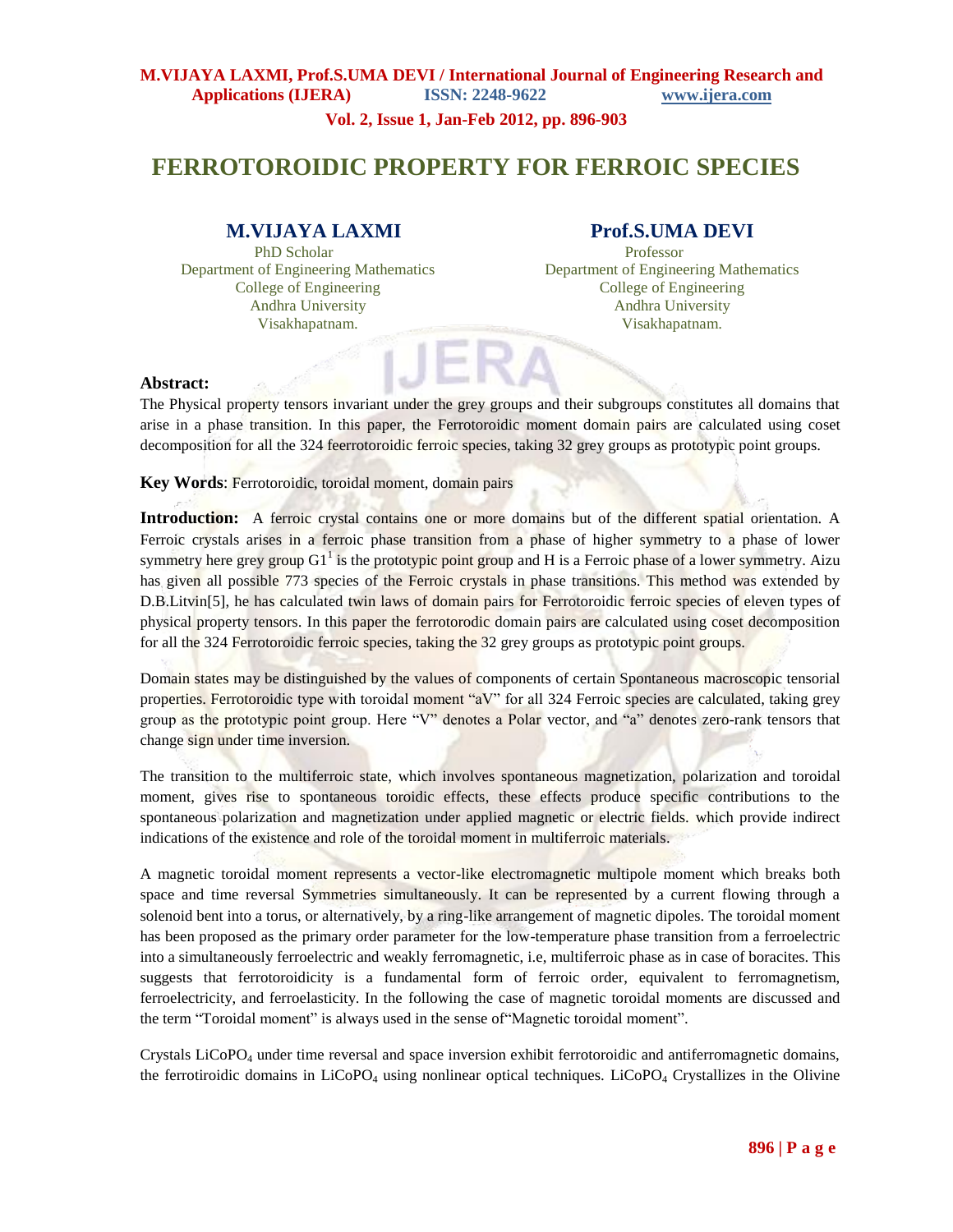# FERROTOROIDIC PROPERTY FOR FERROIC SPECIES

**M.VIJAYA LAXMI**
PhD Scholar
Department of Engineering Mathematics
College of Engineering
Andhra University
Visakhapatnam.

**Prof.S.UMA DEVI**
Professor
Department of Engineering Mathematics
College of Engineering
Andhra University
Visakhapatnam.

**Abstract:**
The Physical property tensors invariant under the grey groups and their subgroups constitutes all domains that arise in a phase transition. In this paper, the Ferrotoroidic moment domain pairs are calculated using coset decomposition for all the 324 feerrotoroidic ferroic species, taking 32 grey groups as prototypic point groups.

**Key Words**: Ferrotoroidic, toroidal moment, domain pairs

**Introduction:** A ferroic crystal contains one or more domains but of the different spatial orientation. A Ferroic crystals arises in a ferroic phase transition from a phase of higher symmetry to a phase of lower symmetry here grey group $G1^1$ is the prototypic point group and H is a Ferroic phase of a lower symmetry. Aizu has given all possible 773 species of the Ferroic crystals in phase transitions. This method was extended by D.B.Litvin[5], he has calculated twin laws of domain pairs for Ferrotoroidic ferroic species of eleven types of physical property tensors. In this paper the ferrotorodic domain pairs are calculated using coset decomposition for all the 324 Ferrotoroidic ferroic species, taking the 32 grey groups as prototypic point groups.

Domain states may be distinguished by the values of components of certain Spontaneous macroscopic tensorial properties. Ferrotoroidic type with toroidal moment "aV" for all 324 Ferroic species are calculated, taking grey group as the prototypic point group. Here "V" denotes a Polar vector, and "a" denotes zero-rank tensors that change sign under time inversion.

The transition to the multiferroic state, which involves spontaneous magnetization, polarization and toroidal moment, gives rise to spontaneous toroidic effects, these effects produce specific contributions to the spontaneous polarization and magnetization under applied magnetic or electric fields. which provide indirect indications of the existence and role of the toroidal moment in multiferroic materials.

A magnetic toroidal moment represents a vector-like electromagnetic multipole moment which breaks both space and time reversal Symmetries simultaneously. It can be represented by a current flowing through a solenoid bent into a torus, or alternatively, by a ring-like arrangement of magnetic dipoles. The toroidal moment has been proposed as the primary order parameter for the low-temperature phase transition from a ferroelectric into a simultaneously ferroelectric and weakly ferromagnetic, i.e, multiferroic phase as in case of boracites. This suggests that ferrotoroidicity is a fundamental form of ferroic order, equivalent to ferromagnetism, ferroelectricity, and ferroelasticity. In the following the case of magnetic toroidal moments are discussed and the term "Toroidal moment" is always used in the sense of"Magnetic toroidal moment".

Crystals $LiCoPO_4$ under time reversal and space inversion exhibit ferrotoroidic and antiferromagnetic domains, the ferrotiroidic domains in $LiCoPO_4$ using nonlinear optical techniques. $LiCoPO_4$ Crystallizes in the Olivine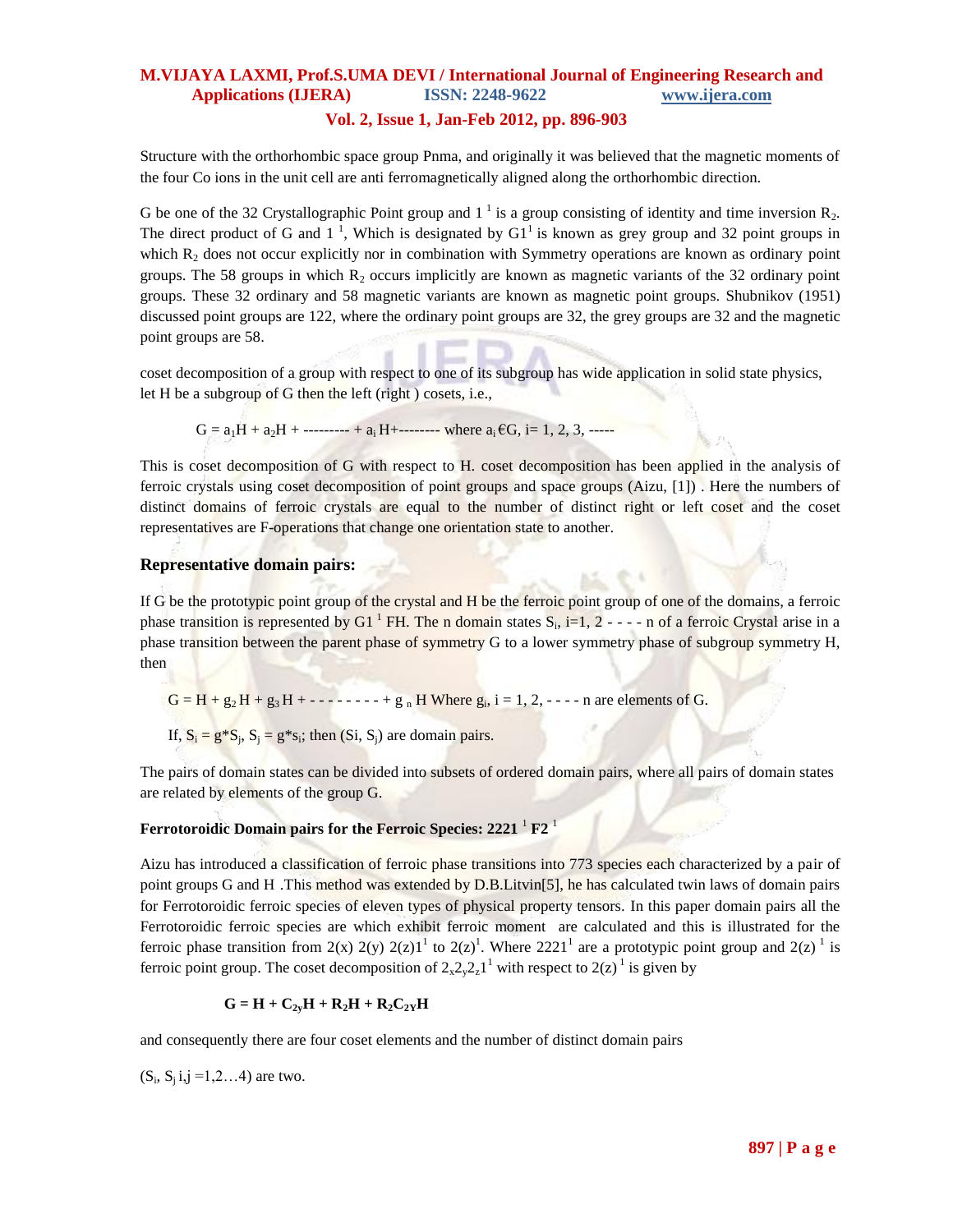Structure with the orthorhombic space group Pnma, and originally it was believed that the magnetic moments of the four Co ions in the unit cell are anti ferromagnetically aligned along the orthorhombic direction.

G be one of the 32 Crystallographic Point group and $1^1$ is a group consisting of identity and time inversion $R_2$. The direct product of G and $1^1$, Which is designated by $G1^1$ is known as grey group and 32 point groups in which $R_2$ does not occur explicitly nor in combination with Symmetry operations are known as ordinary point groups. The 58 groups in which $R_2$ occurs implicitly are known as magnetic variants of the 32 ordinary point groups. These 32 ordinary and 58 magnetic variants are known as magnetic point groups. Shubnikov (1951) discussed point groups are 122, where the ordinary point groups are 32, the grey groups are 32 and the magnetic point groups are 58.

coset decomposition of a group with respect to one of its subgroup has wide application in solid state physics, let H be a subgroup of G then the left (right ) cosets, i.e.,

$$G = a_1H + a_2H + \text{---------} + a_i H + \text{--------} \text{ where } a_i \in G,\ i= 1, 2, 3, \text{-----}$$

This is coset decomposition of G with respect to H. coset decomposition has been applied in the analysis of ferroic crystals using coset decomposition of point groups and space groups (Aizu, [1]) . Here the numbers of distinct domains of ferroic crystals are equal to the number of distinct right or left coset and the coset representatives are F-operations that change one orientation state to another.

## Representative domain pairs:

If G be the prototypic point group of the crystal and H be the ferroic point group of one of the domains, a ferroic phase transition is represented by $G1^1$ FH. The n domain states $S_i$, i=1, 2 - - - - n of a ferroic Crystal arise in a phase transition between the parent phase of symmetry G to a lower symmetry phase of subgroup symmetry H, then

$$G = H + g_2 H + g_3 H + \text{- - - - - - - - -} + g_n H \text{ Where } g_i,\ i = 1, 2, \text{- - - -} n \text{ are elements of G.}$$

If, $S_i = g^*S_j$, $S_j = g^*s_i$; then (Si, $S_j$) are domain pairs.

The pairs of domain states can be divided into subsets of ordered domain pairs, where all pairs of domain states are related by elements of the group G.

### Ferrotoroidic Domain pairs for the Ferroic Species: $2221^1$ F$2^1$

Aizu has introduced a classification of ferroic phase transitions into 773 species each characterized by a pair of point groups G and H .This method was extended by D.B.Litvin[5], he has calculated twin laws of domain pairs for Ferrotoroidic ferroic species of eleven types of physical property tensors. In this paper domain pairs all the Ferrotoroidic ferroic species are which exhibit ferroic moment are calculated and this is illustrated for the ferroic phase transition from 2(x) 2(y) $2(z)1^1$ to $2(z)^1$. Where $2221^1$ are a prototypic point group and $2(z)^1$ is ferroic point group. The coset decomposition of $2_x2_y2_z1^1$ with respect to $2(z)^1$ is given by

$$\mathbf{G = H + C_{2y}H + R_2H + R_2C_{2Y}H}$$

and consequently there are four coset elements and the number of distinct domain pairs

($S_i$, $S_j$ i,j =1,2…4) are two.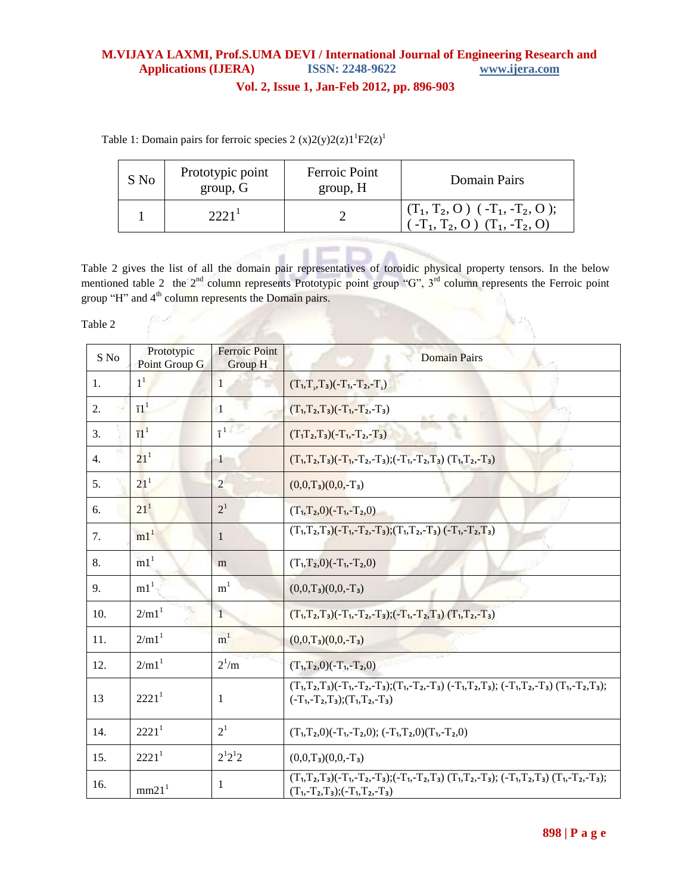Table 1: Domain pairs for ferroic species 2 (x)2(y)2(z)1[1]F2(z)[1]

| S No | Prototypic point group, G | Ferroic Point group, H | Domain Pairs |
|---|---|---|---|
| 1 | $2221^1$ | 2 | $(T_1, T_2, O)$ $(-T_1, -T_2, O)$; $(-T_1, T_2, O)$ $(T_1, -T_2, O)$ |

Table 2 gives the list of all the domain pair representatives of toroidic physical property tensors. In the below mentioned table 2 the 2[nd] column represents Prototypic point group "G", 3[rd] column represents the Ferroic point group "H" and 4[th] column represents the Domain pairs.

Table 2

| S No | Prototypic Point Group G | Ferroic Point Group H | Domain Pairs |
|---|---|---|---|
| 1. | $1^1$ | 1 | $(T_1,T_2,T_3)(-T_1,-T_2,-T_3)$ |
| 2. | $\bar{1}1^1$ | 1 | $(T_1,T_2,T_3)(-T_1,-T_2,-T_3)$ |
| 3. | $\bar{1}1^1$ | $\bar{1}^1$ | $(T_1T_2,T_3)(-T_1,-T_2,-T_3)$ |
| 4. | $21^1$ | 1 | $(T_1,T_2,T_3)(-T_1,-T_2,-T_3)$;$(-T_1,-T_2,T_3)$ $(T_1,T_2,-T_3)$ |
| 5. | $21^1$ | 2 | $(0,0,T_3)(0,0,-T_3)$ |
| 6. | $21^1$ | $2^1$ | $(T_1,T_2,0)(-T_1,-T_2,0)$ |
| 7. | $m1^1$ | 1 | $(T_1,T_2,T_3)(-T_1,-T_2,-T_3)$;$(T_1,T_2,-T_3)$ $(-T_1,-T_2,T_3)$ |
| 8. | $m1^1$ | m | $(T_1,T_2,0)(-T_1,-T_2,0)$ |
| 9. | $m1^1$ | $m^1$ | $(0,0,T_3)(0,0,-T_3)$ |
| 10. | $2/m1^1$ | 1 | $(T_1,T_2,T_3)(-T_1,-T_2,-T_3)$;$(-T_1,-T_2,T_3)$ $(T_1,T_2,-T_3)$ |
| 11. | $2/m1^1$ | $m^1$ | $(0,0,T_3)(0,0,-T_3)$ |
| 12. | $2/m1^1$ | $2^1/m$ | $(T_1,T_2,0)(-T_1,-T_2,0)$ |
| 13 | $2221^1$ | 1 | $(T_1,T_2,T_3)(-T_1,-T_2,-T_3)$;$(T_1,-T_2,-T_3)$ $(-T_1,T_2,T_3)$; $(-T_1,T_2,-T_3)$ $(T_1,-T_2,T_3)$; $(-T_1,-T_2,T_3)$;$(T_1,T_2,-T_3)$ |
| 14. | $2221^1$ | $2^1$ | $(T_1,T_2,0)(-T_1,-T_2,0)$; $(-T_1,T_2,0)(T_1,-T_2,0)$ |
| 15. | $2221^1$ | $2^12^12$ | $(0,0,T_3)(0,0,-T_3)$ |
| 16. | $mm21^1$ | 1 | $(T_1,T_2,T_3)(-T_1,-T_2,-T_3)$;$(-T_1,-T_2,T_3)$ $(T_1,T_2,-T_3)$; $(-T_1,T_2,T_3)$ $(T_1,-T_2,-T_3)$; $(T_1,-T_2,T_3)$;$(-T_1,T_2,-T_3)$ |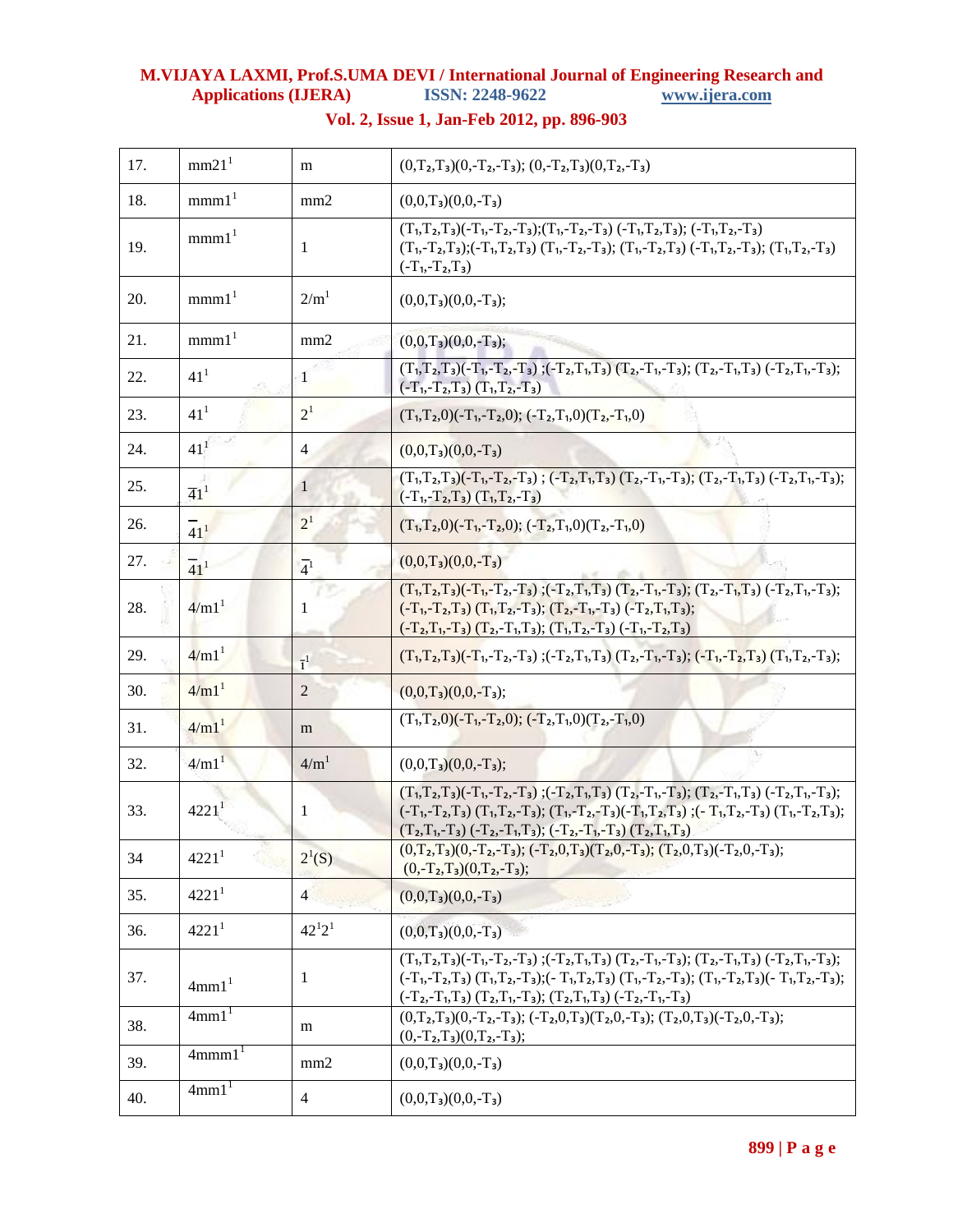| 17. | $mm21^1$ | m | $(0,T_2,T_3)(0,-T_2,-T_3)$; $(0,-T_2,T_3)(0,T_2,-T_3)$ |
|---|---|---|---|
| 18. | $mmm1^1$ | mm2 | $(0,0,T_3)(0,0,-T_3)$ |
| 19. | $mmm1^1$ | 1 | $(T_1,T_2,T_3)(-T_1,-T_2,-T_3)$;$(T_1,-T_2,-T_3)$ $(-T_1,T_2,T_3)$; $(-T_1,T_2,-T_3)$ $(T_1,-T_2,T_3)$;$(-T_1,T_2,T_3)$ $(T_1,-T_2,-T_3)$; $(T_1,-T_2,T_3)$ $(-T_1,T_2,-T_3)$; $(T_1,T_2,-T_3)$ $(-T_1,-T_2,T_3)$ |
| 20. | $mmm1^1$ | $2/m^1$ | $(0,0,T_3)(0,0,-T_3)$; |
| 21. | $mmm1^1$ | mm2 | $(0,0,T_3)(0,0,-T_3)$; |
| 22. | $41^1$ | 1 | $(T_1,T_2,T_3)(-T_1,-T_2,-T_3)$ ;$(-T_2,T_1,T_3)$ $(T_2,-T_1,-T_3)$; $(T_2,-T_1,T_3)$ $(-T_2,T_1,-T_3)$; $(-T_1,-T_2,T_3)$ $(T_1,T_2,-T_3)$ |
| 23. | $41^1$ | $2^1$ | $(T_1,T_2,0)(-T_1,-T_2,0)$; $(-T_2,T_1,0)(T_2,-T_1,0)$ |
| 24. | $41^1$ | 4 | $(0,0,T_3)(0,0,-T_3)$ |
| 25. | $\bar{4}1^1$ | 1 | $(T_1,T_2,T_3)(-T_1,-T_2,-T_3)$ ; $(-T_2,T_1,T_3)$ $(T_2,-T_1,-T_3)$; $(T_2,-T_1,T_3)$ $(-T_2,T_1,-T_3)$; $(-T_1,-T_2,T_3)$ $(T_1,T_2,-T_3)$ |
| 26. | $\bar{4}1^1$ | $2^1$ | $(T_1,T_2,0)(-T_1,-T_2,0)$; $(-T_2,T_1,0)(T_2,-T_1,0)$ |
| 27. | $\bar{4}1^1$ | $\bar{4}^1$ | $(0,0,T_3)(0,0,-T_3)$ |
| 28. | $4/m1^1$ | 1 | $(T_1,T_2,T_3)(-T_1,-T_2,-T_3)$ ;$(-T_2,T_1,T_3)$ $(T_2,-T_1,-T_3)$; $(T_2,-T_1,T_3)$ $(-T_2,T_1,-T_3)$; $(-T_1,-T_2,T_3)$ $(T_1,T_2,-T_3)$; $(T_2,-T_1,-T_3)$ $(-T_2,T_1,T_3)$; $(-T_2,T_1,-T_3)$ $(T_2,-T_1,T_3)$; $(T_1,T_2,-T_3)$ $(-T_1,-T_2,T_3)$ |
| 29. | $4/m1^1$ | $\bar{1}^1$ | $(T_1,T_2,T_3)(-T_1,-T_2,-T_3)$ ;$(-T_2,T_1,T_3)$ $(T_2,-T_1,-T_3)$; $(-T_1,-T_2,T_3)$ $(T_1,T_2,-T_3)$; |
| 30. | $4/m1^1$ | 2 | $(0,0,T_3)(0,0,-T_3)$; |
| 31. | $4/m1^1$ | m | $(T_1,T_2,0)(-T_1,-T_2,0)$; $(-T_2,T_1,0)(T_2,-T_1,0)$ |
| 32. | $4/m1^1$ | $4/m^1$ | $(0,0,T_3)(0,0,-T_3)$; |
| 33. | $4221^1$ | 1 | $(T_1,T_2,T_3)(-T_1,-T_2,-T_3)$ ;$(-T_2,T_1,T_3)$ $(T_2,-T_1,-T_3)$; $(T_2,-T_1,T_3)$ $(-T_2,T_1,-T_3)$; $(-T_1,-T_2,T_3)$ $(T_1,T_2,-T_3)$; $(T_1,-T_2,-T_3)(-T_1,T_2,T_3)$ ;$(-T_1,T_2,-T_3)$ $(T_1,-T_2,T_3)$; $(T_2,T_1,-T_3)$ $(-T_2,-T_1,T_3)$; $(-T_2,-T_1,-T_3)$ $(T_2,T_1,T_3)$ |
| 34 | $4221^1$ | $2^1(S)$ | $(0,T_2,T_3)(0,-T_2,-T_3)$; $(-T_2,0,T_3)(T_2,0,-T_3)$; $(T_2,0,T_3)(-T_2,0,-T_3)$; $(0,-T_2,T_3)(0,T_2,-T_3)$; |
| 35. | $4221^1$ | 4 | $(0,0,T_3)(0,0,-T_3)$ |
| 36. | $4221^1$ | $42^12^1$ | $(0,0,T_3)(0,0,-T_3)$ |
| 37. | $4mm1^1$ | 1 | $(T_1,T_2,T_3)(-T_1,-T_2,-T_3)$ ;$(-T_2,T_1,T_3)$ $(T_2,-T_1,-T_3)$; $(T_2,-T_1,T_3)$ $(-T_2,T_1,-T_3)$; $(-T_1,-T_2,T_3)$ $(T_1,T_2,-T_3)$;$(-T_1,T_2,T_3)$ $(T_1,-T_2,-T_3)$; $(T_1,-T_2,T_3)(-T_1,T_2,-T_3)$; $(-T_2,-T_1,T_3)$ $(T_2,T_1,-T_3)$; $(T_2,T_1,T_3)$ $(-T_2,-T_1,-T_3)$ |
| 38. | $4mm1^1$ | m | $(0,T_2,T_3)(0,-T_2,-T_3)$; $(-T_2,0,T_3)(T_2,0,-T_3)$; $(T_2,0,T_3)(-T_2,0,-T_3)$; $(0,-T_2,T_3)(0,T_2,-T_3)$; |
| 39. | $4mmm1^1$ | mm2 | $(0,0,T_3)(0,0,-T_3)$ |
| 40. | $4mm1^1$ | 4 | $(0,0,T_3)(0,0,-T_3)$ |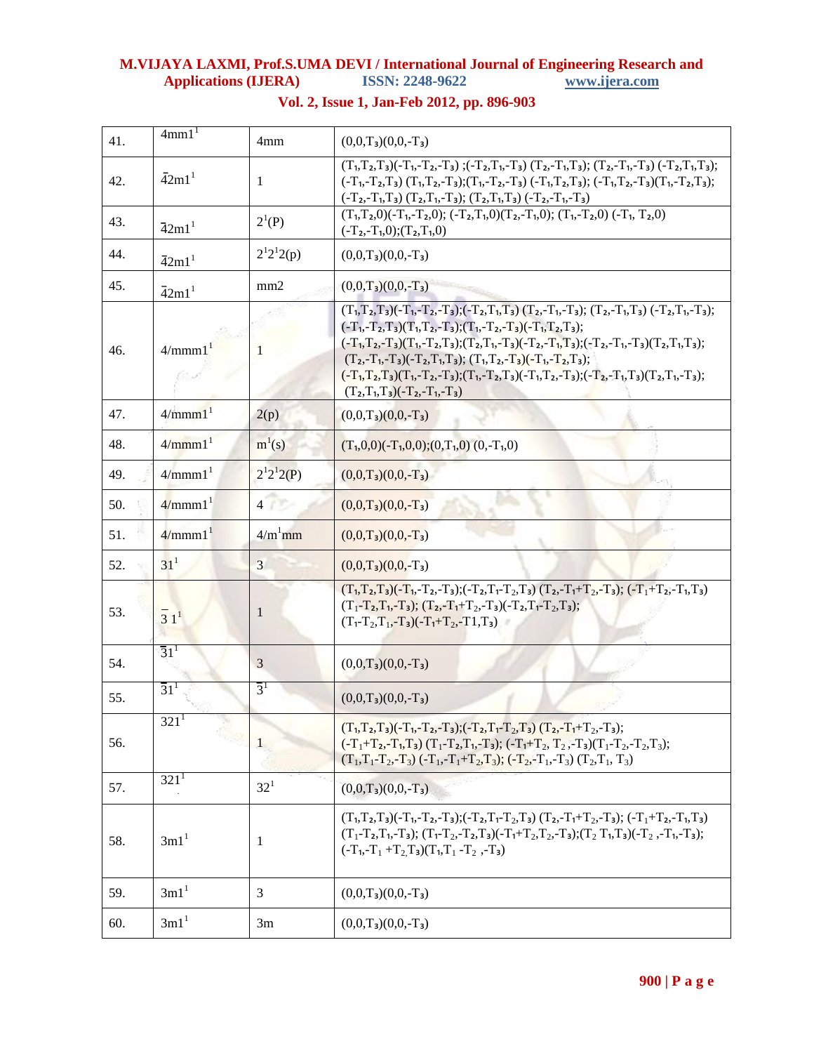| 41. | $4mm1^1$ | 4mm | $(0,0,T_3)(0,0,-T_3)$ |
|---|---|---|---|
| 42. | $\bar{4}2m1^1$ | 1 | $(T_1,T_2,T_3)(-T_1,-T_2,-T_3)$ ;$(-T_2,T_1,-T_3)$ $(T_2,-T_1,T_3)$; $(T_2,-T_1,-T_3)$ $(-T_2,T_1,T_3)$; $(-T_1,-T_2,T_3)$ $(T_1,T_2,-T_3)$;$(T_1,-T_2,-T_3)$ $(-T_1,T_2,T_3)$; $(-T_1,T_2,-T_3)(T_1,-T_2,T_3)$; $(-T_2,-T_1,T_3)$ $(T_2,T_1,-T_3)$; $(T_2,T_1,T_3)$ $(-T_2,-T_1,-T_3)$ |
| 43. | $\bar{4}2m1^1$ | $2^1$(P) | $(T_1,T_2,0)(-T_1,-T_2,0)$; $(-T_2,T_1,0)(T_2,-T_1,0)$; $(T_1,-T_2,0)$ $(-T_1, T_2,0)$ $(-T_2,-T_1,0)$;$(T_2,T_1,0)$ |
| 44. | $\bar{4}2m1^1$ | $2^12^12$(p) | $(0,0,T_3)(0,0,-T_3)$ |
| 45. | $\bar{4}2m1^1$ | mm2 | $(0,0,T_3)(0,0,-T_3)$ |
| 46. | $4/mmm1^1$ | 1 | $(T_1,T_2,T_3)(-T_1,-T_2,-T_3)$;$(-T_2,T_1,T_3)$ $(T_2,-T_1,-T_3)$; $(T_2,-T_1,T_3)$ $(-T_2,T_1,-T_3)$; $(-T_1,-T_2,T_3)(T_1,T_2,-T_3)$;$(T_1,-T_2,-T_3)(-T_1,T_2,T_3)$; $(-T_1,T_2,-T_3)(T_1,-T_2,T_3)$;$(T_2,T_1,-T_3)(-T_2,-T_1,T_3)$;$(-T_2,-T_1,-T_3)(T_2,T_1,T_3)$; $(T_2,-T_1,-T_3)(-T_2,T_1,T_3)$; $(T_1,T_2,-T_3)(-T_1,-T_2,T_3)$; $(-T_1,T_2,T_3)(T_1,-T_2,-T_3)$;$(T_1,-T_2,T_3)(-T_1,T_2,-T_3)$;$(-T_2,-T_1,T_3)(T_2,T_1,-T_3)$; $(T_2,T_1,T_3)(-T_2,-T_1,-T_3)$ |
| 47. | $4/mmm1^1$ | 2(p) | $(0,0,T_3)(0,0,-T_3)$ |
| 48. | $4/mmm1^1$ | $m^1$(s) | $(T_1,0,0)(-T_1,0,0)$;$(0,T_1,0)$ $(0,-T_1,0)$ |
| 49. | $4/mmm1^1$ | $2^12^12$(P) | $(0,0,T_3)(0,0,-T_3)$ |
| 50. | $4/mmm1^1$ | 4 | $(0,0,T_3)(0,0,-T_3)$ |
| 51. | $4/mmm1^1$ | $4/m^1mm$ | $(0,0,T_3)(0,0,-T_3)$ |
| 52. | $31^1$ | 3 | $(0,0,T_3)(0,0,-T_3)$ |
| 53. | $\bar{3}1^1$ | 1 | $(T_1,T_2,T_3)(-T_1,-T_2,-T_3)$;$(-T_2,T_1-T_2,T_3)$ $(T_2,-T_1+T_2,-T_3)$; $(-T_1+T_2,-T_1,T_3)$ $(T_1-T_2,T_1,-T_3)$; $(T_2,-T_1+T_2,-T_3)(-T_2,T_1-T_2,T_3)$; $(T_1-T_2,T_1,-T_3)(-T_1+T_2,-T1,T_3)$ |
| 54. | $\bar{3}1^1$ | 3 | $(0,0,T_3)(0,0,-T_3)$ |
| 55. | $\bar{3}1^1$ | $\bar{3}^1$ | $(0,0,T_3)(0,0,-T_3)$ |
| 56. | $321^1$ | 1 | $(T_1,T_2,T_3)(-T_1,-T_2,-T_3)$;$(-T_2,T_1-T_2,T_3)$ $(T_2,-T_1+T_2,-T_3)$; $(-T_1+T_2,-T_1,T_3)$ $(T_1-T_2,T_1,-T_3)$; $(-T_1+T_2, T_2,-T_3)(T_1-T_2,-T_2,T_3)$; $(T_1,T_1-T_2,-T_3)$ $(-T_1,-T_1+T_2,T_3)$; $(-T_2,-T_1,-T_3)$ $(T_2,T_1, T_3)$ |
| 57. | $321^1$ | $32^1$ | $(0,0,T_3)(0,0,-T_3)$ |
| 58. | $3m1^1$ | 1 | $(T_1,T_2,T_3)(-T_1,-T_2,-T_3)$;$(-T_2,T_1-T_2,T_3)$ $(T_2,-T_1+T_2,-T_3)$; $(-T_1+T_2,-T_1,T_3)$ $(T_1-T_2,T_1,-T_3)$; $(T_1-T_2,-T_2,T_3)(-T_1+T_2,T_2,-T_3)$;$(T_2\ T_1,T_3)(-T_2\ ,-T_1,-T_3)$; $(-T_1,-T_1+T_2,T_3)(T_1,T_1-T_2\ ,-T_3)$ |
| 59. | $3m1^1$ | 3 | $(0,0,T_3)(0,0,-T_3)$ |
| 60. | $3m1^1$ | 3m | $(0,0,T_3)(0,0,-T_3)$ |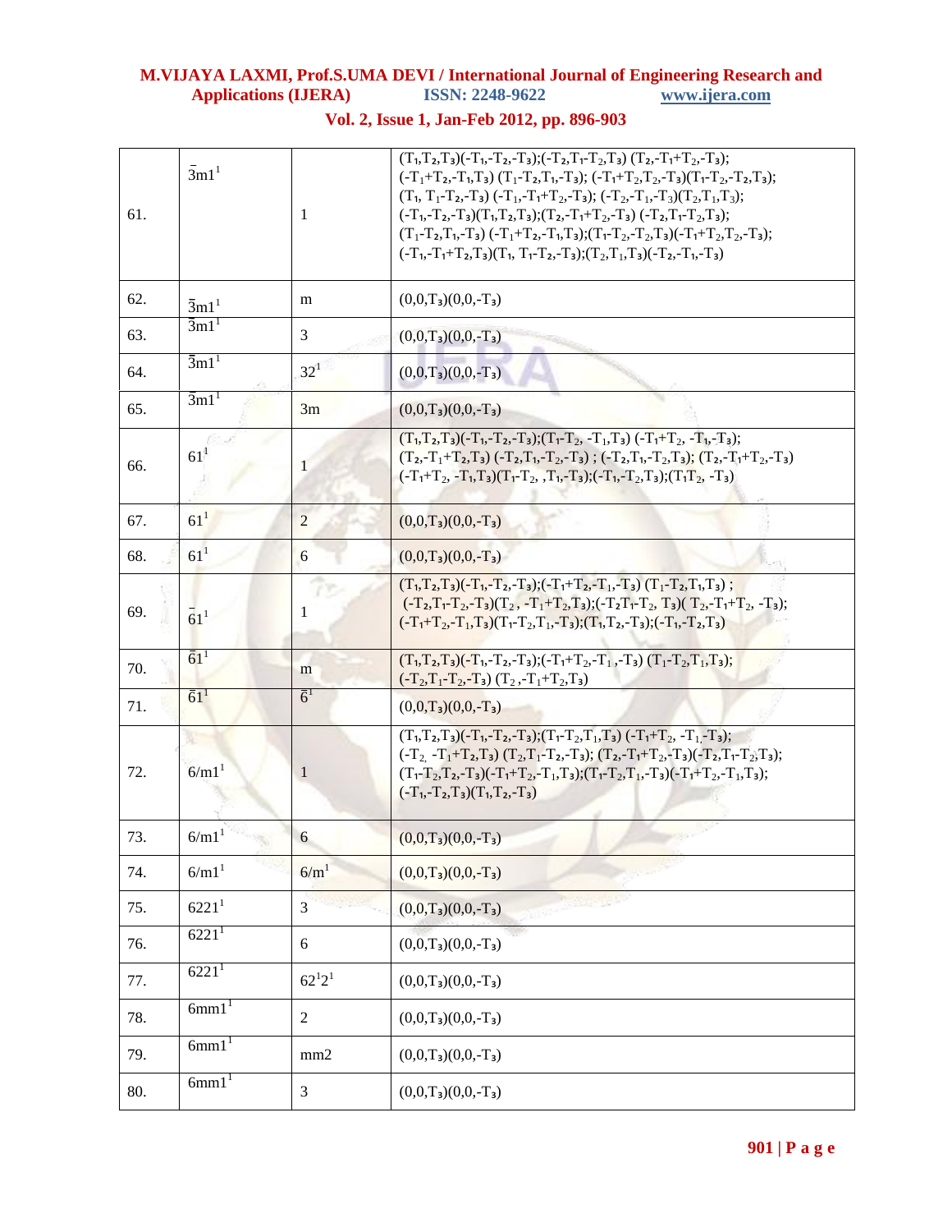| | | | |
|---|---|---|---|
| 61. | $\bar{3}m1^1$ | 1 | $(T_1,T_2,T_3)(-T_1,-T_2,-T_3);(-T_2,T_1-T_2,T_3)\ (T_2,-T_1+T_2,-T_3);$ $(-T_1+T_2,-T_1,T_3)\ (T_1-T_2,T_1,-T_3);\ (-T_1+T_2,T_2,-T_3)(T_1-T_2,-T_2,T_3);$ $(T_1,\ T_1-T_2,-T_3)\ (-T_1,-T_1+T_2,-T_3);\ (-T_2,-T_1,-T_3)(T_2,T_1,T_3);$ $(-T_1,-T_2,-T_3)(T_1,T_2,T_3);(T_2,-T_1+T_2,-T_3)\ (-T_2,T_1-T_2,T_3);$ $(T_1-T_2,T_1,-T_3)\ (-T_1+T_2,-T_1,T_3);(T_1-T_2,-T_2,T_3)(-T_1+T_2,T_2,-T_3);$ $(-T_1,-T_1+T_2,T_3)(T_1,\ T_1-T_2,-T_3);(T_2,T_1,T_3)(-T_2,-T_1,-T_3)$ |
| 62. | $\bar{3}m1^1$ | m | $(0,0,T_3)(0,0,-T_3)$ |
| 63. | $\bar{3}m1^1$ | 3 | $(0,0,T_3)(0,0,-T_3)$ |
| 64. | $\bar{3}m1^1$ | $32^1$ | $(0,0,T_3)(0,0,-T_3)$ |
| 65. | $\bar{3}m1^1$ | 3m | $(0,0,T_3)(0,0,-T_3)$ |
| 66. | $61^1$ | 1 | $(T_1,T_2,T_3)(-T_1,-T_2,-T_3);(T_1-T_2,\ -T_1,T_3)\ (-T_1+T_2,\ -T_1,-T_3);$ $(T_2,-T_1+T_2,T_3)\ (-T_2,T_1,-T_2,-T_3)\ ;\ (-T_2,T_1,-T_2,T_3);\ (T_2,-T_1+T_2,-T_3)$ $(-T_1+T_2,\ -T_1,T_3)(T_1-T_2,\ ,T_1,-T_3);(-T_1,-T_2,T_3);(T_1T_2,\ -T_3)$ |
| 67. | $61^1$ | 2 | $(0,0,T_3)(0,0,-T_3)$ |
| 68. | $61^1$ | 6 | $(0,0,T_3)(0,0,-T_3)$ |
| 69. | $\bar{6}1^1$ | 1 | $(T_1,T_2,T_3)(-T_1,-T_2,-T_3);(-T_1+T_2,-T_1,-T_3)\ (T_1-T_2,T_1,T_3)\ ;$ $(-T_2,T_1-T_2,-T_3)(T_2\ ,-T_1+T_2,T_3);(-T_2T_1-T_2,\ T_3)(\ T_2,-T_1+T_2,\ -T_3);$ $(-T_1+T_2,-T_1,T_3)(T_1-T_2,T_1,-T_3);(T_1,T_2,-T_3);(-T_1,-T_2,T_3)$ |
| 70. | $\bar{6}1^1$ | m | $(T_1,T_2,T_3)(-T_1,-T_2,-T_3);(-T_1+T_2,-T_1\ ,-T_3)\ (T_1-T_2,T_1,T_3);$ $(-T_2,T_1-T_2,-T_3)\ (T_2\ ,-T_1+T_2,T_3)$ |
| 71. | $\bar{6}1^1$ | $\bar{6}^1$ | $(0,0,T_3)(0,0,-T_3)$ |
| 72. | $6/m1^1$ | 1 | $(T_1,T_2,T_3)(-T_1,-T_2,-T_3);(T_1-T_2,T_1,T_3)\ (-T_1+T_2,\ -T_1,-T_3);$ $(-T_2,\ -T_1+T_2,T_3)\ (T_2,T_1-T_2,-T_3);\ (T_2,-T_1+T_2,-T_3)(-T_2,T_1-T_2,T_3);$ $(T_1-T_2,T_2,-T_3)(-T_1+T_2,-T_1,T_3);(T_1-T_2,T_1,-T_3)(-T_1+T_2,-T_1,T_3);$ $(-T_1,-T_2,T_3)(T_1,T_2,-T_3)$ |
| 73. | $6/m1^1$ | 6 | $(0,0,T_3)(0,0,-T_3)$ |
| 74. | $6/m1^1$ | $6/m^1$ | $(0,0,T_3)(0,0,-T_3)$ |
| 75. | $6221^1$ | 3 | $(0,0,T_3)(0,0,-T_3)$ |
| 76. | $6221^1$ | 6 | $(0,0,T_3)(0,0,-T_3)$ |
| 77. | $6221^1$ | $62^12^1$ | $(0,0,T_3)(0,0,-T_3)$ |
| 78. | $6mm1^1$ | 2 | $(0,0,T_3)(0,0,-T_3)$ |
| 79. | $6mm1^1$ | mm2 | $(0,0,T_3)(0,0,-T_3)$ |
| 80. | $6mm1^1$ | 3 | $(0,0,T_3)(0,0,-T_3)$ |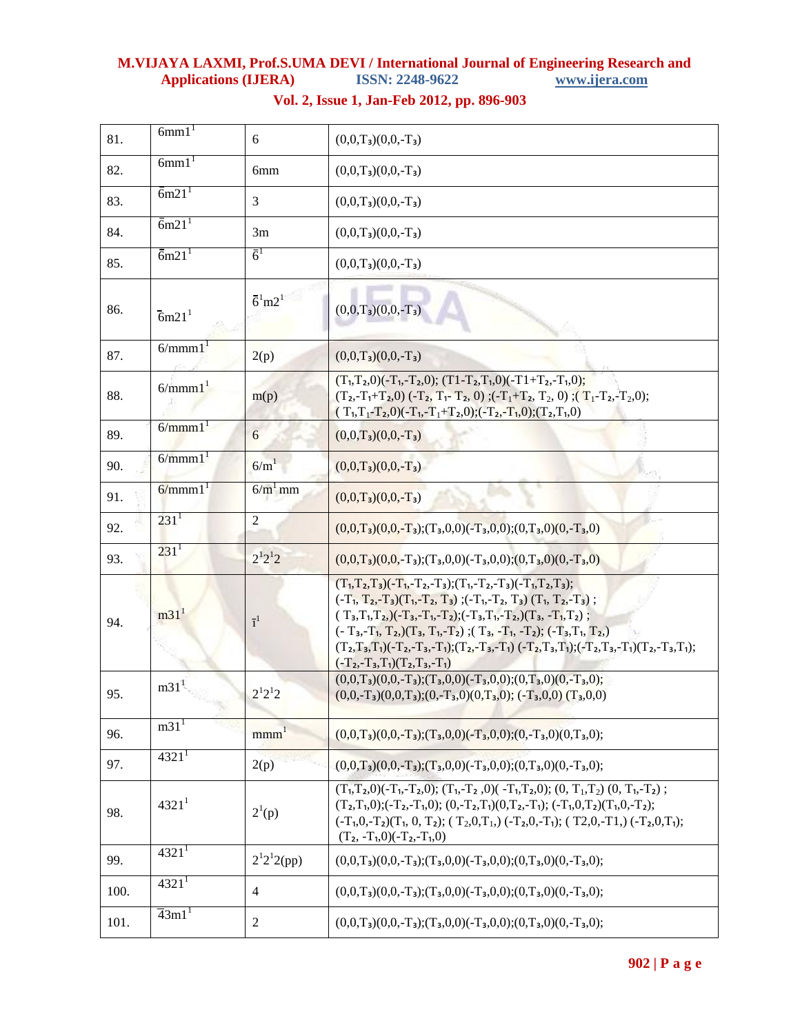| 81. | $6mm1^1$ | 6 | $(0,0,T_3)(0,0,-T_3)$ |
|---|---|---|---|
| 82. | $6mm1^1$ | 6mm | $(0,0,T_3)(0,0,-T_3)$ |
| 83. | $\bar{6}m21^1$ | 3 | $(0,0,T_3)(0,0,-T_3)$ |
| 84. | $\bar{6}m21^1$ | 3m | $(0,0,T_3)(0,0,-T_3)$ |
| 85. | $\bar{6}m21^1$ | $\bar{6}^1$ | $(0,0,T_3)(0,0,-T_3)$ |
| 86. | $\bar{6}m21^1$ | $\bar{6}^1m2^1$ | $(0,0,T_3)(0,0,-T_3)$ |
| 87. | $6/mmm1^1$ | 2(p) | $(0,0,T_3)(0,0,-T_3)$ |
| 88. | $6/mmm1^1$ | m(p) | $(T_1,T_2,0)(-T_1,-T_2,0)$; $(T1-T_2,T_1,0)(-T1+T_2,-T_1,0)$; $(T_2,-T_1+T_2,0)$ $(-T_2, T_1- T_2, 0)$ ;$(-T_1+T_2, T_2, 0)$ ;$( T_1-T_2,-T_2,0)$; $( T_1,T_1-T_2,0)(-T_1,-T_1+T_2,0)$;$(-T_2,-T_1,0)$;$(T_2,T_1,0)$ |
| 89. | $6/mmm1^1$ | 6 | $(0,0,T_3)(0,0,-T_3)$ |
| 90. | $6/mmm1^1$ | $6/m^1$ | $(0,0,T_3)(0,0,-T_3)$ |
| 91. | $6/mmm1^1$ | $6/m^1$ mm | $(0,0,T_3)(0,0,-T_3)$ |
| 92. | $231^1$ | 2 | $(0,0,T_3)(0,0,-T_3)$;$(T_3,0,0)(-T_3,0,0)$;$(0,T_3,0)(0,-T_3,0)$ |
| 93. | $231^1$ | $2^12^12$ | $(0,0,T_3)(0,0,-T_3)$;$(T_3,0,0)(-T_3,0,0)$;$(0,T_3,0)(0,-T_3,0)$ |
| 94. | $m31^1$ | $\bar{1}^1$ | $(T_1,T_2,T_3)(-T_1,-T_2,-T_3)$;$(T_1,-T_2,-T_3)(-T_1,T_2,T_3)$; $(-T_1, T_2,-T_3)(T_1,-T_2, T_3)$ ;$(-T_1,-T_2, T_3)$ $(T_1, T_2,-T_3)$ ; $( T_3,T_1,T_2,)(-T_3,-T_1,-T_2)$;$(-T_3,T_1,-T_2,)(T_3, -T_1,T_2)$ ; $(- T_3,-T_1, T_2,)(T_3, T_1,-T_2)$ ;$( T_3, -T_1, -T_2)$; $(-T_3,T_1, T_2,)$ $(T_2,T_3,T_1)(-T_2,-T_3,-T_1)$;$(T_2,-T_3,-T_1)$ $(-T_2,T_3,T_1)$;$(-T_2,T_3,-T_1)(T_2,-T_3,T_1)$; $(-T_2,-T_3,T_1)(T_2,T_3,-T_1)$ |
| 95. | $m31^1$ | $2^12^12$ | $(0,0,T_3)(0,0,-T_3)$;$(T_3,0,0)(-T_3,0,0)$;$(0,T_3,0)(0,-T_3,0)$; $(0,0,-T_3)(0,0,T_3)$;$(0,-T_3,0)(0,T_3,0)$; $(-T_3,0,0)$ $(T_3,0,0)$ |
| 96. | $m31^1$ | $mmm^1$ | $(0,0,T_3)(0,0,-T_3)$;$(T_3,0,0)(-T_3,0,0)$;$(0,-T_3,0)(0,T_3,0)$; |
| 97. | $4321^1$ | 2(p) | $(0,0,T_3)(0,0,-T_3)$;$(T_3,0,0)(-T_3,0,0)$;$(0,T_3,0)(0,-T_3,0)$; |
| 98. | $4321^1$ | $2^1$(p) | $(T_1,T_2,0)(-T_1,-T_2,0)$; $(T_1,-T_2 ,0)( -T_1,T_2,0)$; $(0, T_1,T_2)$ $(0, T_1,-T_2)$ ; $(T_2,T_1,0)$;$(-T_2,-T_1,0)$; $(0,-T_2,T_1)(0,T_2,-T_1)$; $(-T_1,0,T_2)(T_1,0,-T_2)$; $(-T_1,0,-T_2)(T_1, 0, T_2)$; $( T_2,0,T_1,)$ $(-T_2,0,-T_1)$; $( T2,0,-T1,)$ $(-T_2,0,T_1)$; $(T_2, -T_1,0)(-T_2,-T_1,0)$ |
| 99. | $4321^1$ | $2^12^12$(pp) | $(0,0,T_3)(0,0,-T_3)$;$(T_3,0,0)(-T_3,0,0)$;$(0,T_3,0)(0,-T_3,0)$; |
| 100. | $4321^1$ | 4 | $(0,0,T_3)(0,0,-T_3)$;$(T_3,0,0)(-T_3,0,0)$;$(0,T_3,0)(0,-T_3,0)$; |
| 101. | $\bar{4}3m1^1$ | 2 | $(0,0,T_3)(0,0,-T_3)$;$(T_3,0,0)(-T_3,0,0)$;$(0,T_3,0)(0,-T_3,0)$; |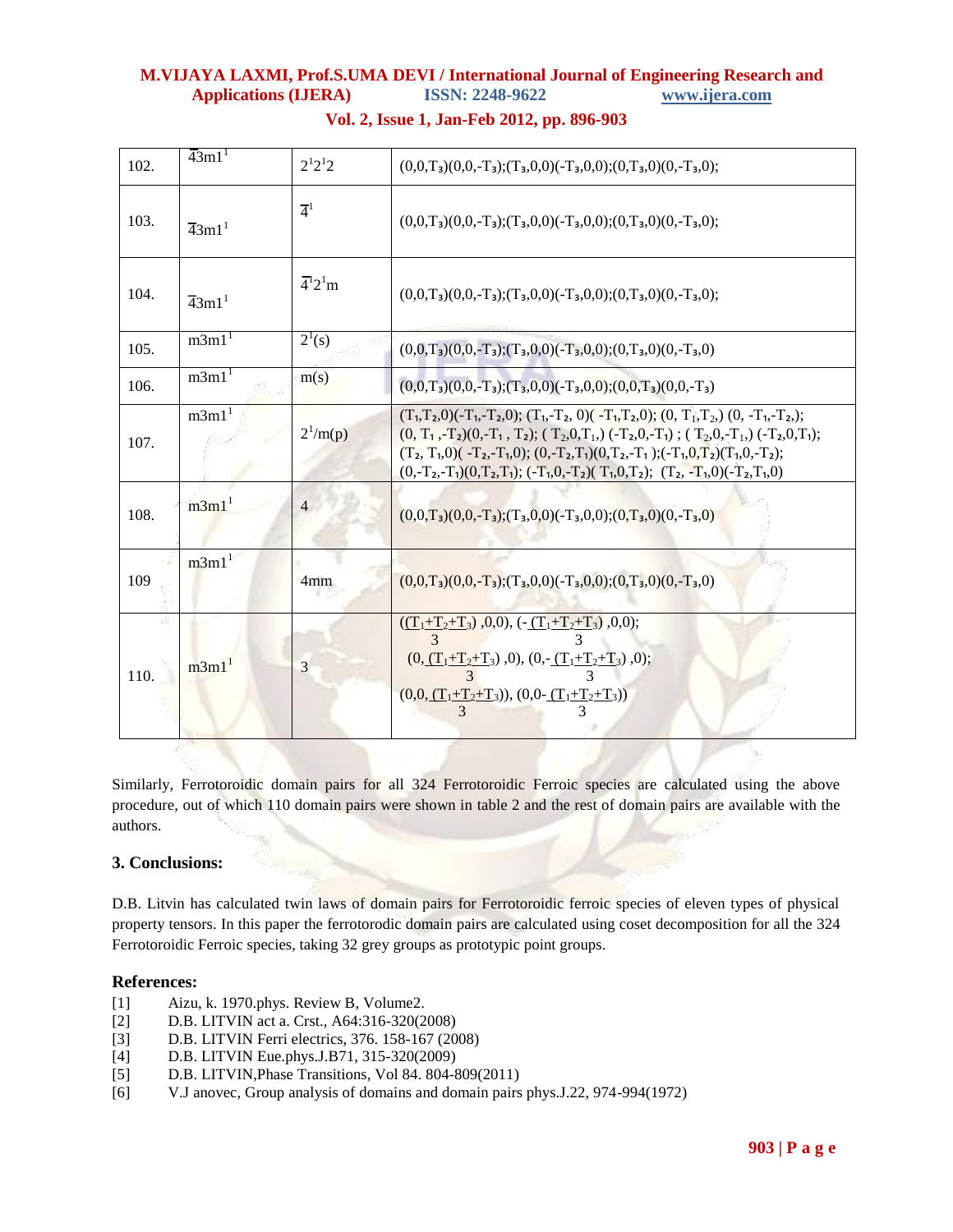| | | | |
|---|---|---|---|
| 102. | $\bar{4}3m1^1$ | $2^12^12$ | $(0,0,T_3)(0,0,-T_3);(T_3,0,0)(-T_3,0,0);(0,T_3,0)(0,-T_3,0);$ |
| 103. | $\bar{4}3m1^1$ | $\bar{4}^1$ | $(0,0,T_3)(0,0,-T_3);(T_3,0,0)(-T_3,0,0);(0,T_3,0)(0,-T_3,0);$ |
| 104. | $\bar{4}3m1^1$ | $\bar{4}^12^1m$ | $(0,0,T_3)(0,0,-T_3);(T_3,0,0)(-T_3,0,0);(0,T_3,0)(0,-T_3,0);$ |
| 105. | $m3m1^1$ | $2^1(s)$ | $(0,0,T_3)(0,0,-T_3);(T_3,0,0)(-T_3,0,0);(0,T_3,0)(0,-T_3,0)$ |
| 106. | $m3m1^1$ | $m(s)$ | $(0,0,T_3)(0,0,-T_3);(T_3,0,0)(-T_3,0,0);(0,0,T_3)(0,0,-T_3)$ |
| 107. | $m3m1^1$ | $2^1/m(p)$ | $(T_1,T_2,0)(-T_1,-T_2,0); (T_1,-T_2,0)(-T_1,T_2,0); (0,T_1,T_2)(0,-T_1,-T_2);$ $(0,T_1,-T_2)(0,-T_1,T_2); (T_2,0,T_1)(-T_2,0,-T_1); (T_2,0,-T_1)(-T_2,0,T_1);$ $(T_2,T_1,0)(-T_2,-T_1,0); (0,-T_2,T_1)(0,T_2,-T_1);(-T_1,0,T_2)(T_1,0,-T_2);$ $(0,-T_2,-T_1)(0,T_2,T_1); (-T_1,0,-T_2)(T_1,0,T_2); (T_2,-T_1,0)(-T_2,T_1,0)$ |
| 108. | $m3m1^1$ | $4$ | $(0,0,T_3)(0,0,-T_3);(T_3,0,0)(-T_3,0,0);(0,T_3,0)(0,-T_3,0)$ |
| 109 | $m3m1^1$ | $4mm$ | $(0,0,T_3)(0,0,-T_3);(T_3,0,0)(-T_3,0,0);(0,T_3,0)(0,-T_3,0)$ |
| 110. | $m3m1^1$ | $3$ | $(\frac{(T_1+T_2+T_3)}{3},0,0), (-\frac{(T_1+T_2+T_3)}{3},0,0);$ $(0,\frac{(T_1+T_2+T_3)}{3},0), (0,-\frac{(T_1+T_2+T_3)}{3},0);$ $(0,0,\frac{(T_1+T_2+T_3)}{3}), (0,0-\frac{(T_1+T_2+T_3)}{3})$ |

Similarly, Ferrotoroidic domain pairs for all 324 Ferrotoroidic Ferroic species are calculated using the above procedure, out of which 110 domain pairs were shown in table 2 and the rest of domain pairs are available with the authors.

## 3. Conclusions:

D.B. Litvin has calculated twin laws of domain pairs for Ferrotoroidic ferroic species of eleven types of physical property tensors. In this paper the ferrotorodic domain pairs are calculated using coset decomposition for all the 324 Ferrotoroidic Ferroic species, taking 32 grey groups as prototypic point groups.

## References:

[1] Aizu, k. 1970.phys. Review B, Volume2.

[2] D.B. LITVIN act a. Crst., A64:316-320(2008)

[3] D.B. LITVIN Ferri electrics, 376. 158-167 (2008)

[4] D.B. LITVIN Eue.phys.J.B71, 315-320(2009)

[5] D.B. LITVIN,Phase Transitions, Vol 84. 804-809(2011)

[6] V.J anovec, Group analysis of domains and domain pairs phys.J.22, 974-994(1972)